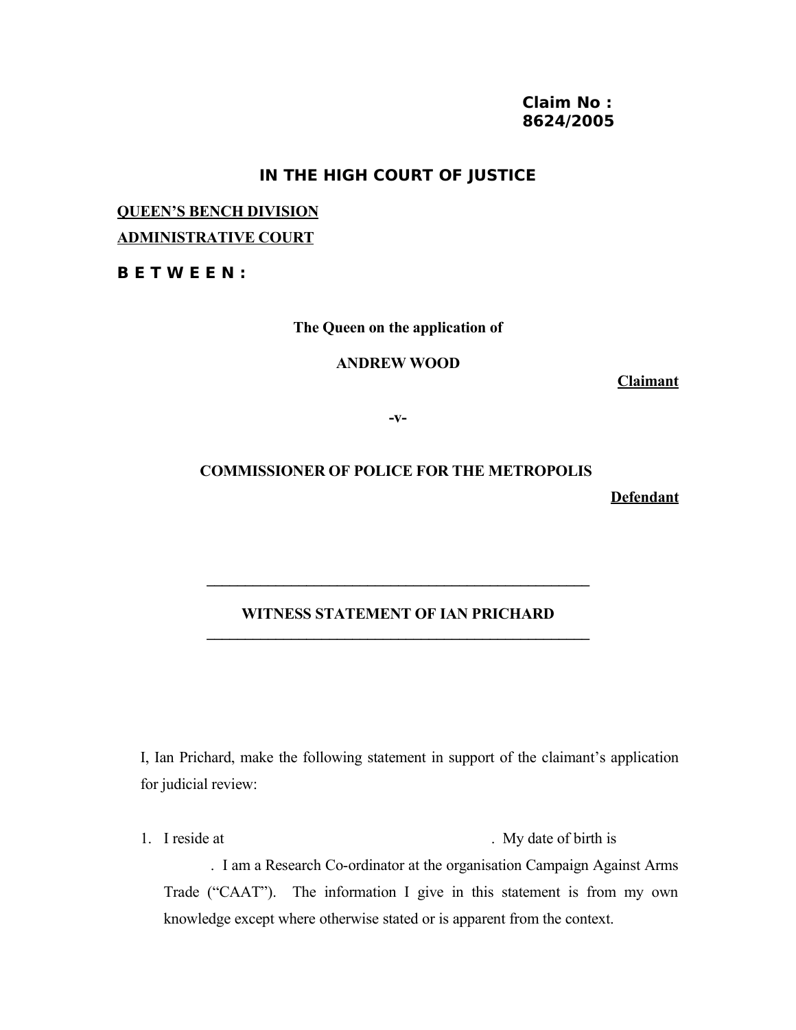**Claim No : 8624/2005**

# IN THE HIGH COURT OF JUSTICE

**QUEEN'S BENCH DIVISION**
**ADMINISTRATIVE COURT**

**B E T W E E N :**

**The Queen on the application of**

**ANDREW WOOD**

**Claimant**

**-v-**

**COMMISSIONER OF POLICE FOR THE METROPOLIS**

**Defendant**

---

**WITNESS STATEMENT OF IAN PRICHARD**

---

I, Ian Prichard, make the following statement in support of the claimant's application for judicial review:

1. I reside at . My date of birth is . I am a Research Co-ordinator at the organisation Campaign Against Arms Trade ("CAAT"). The information I give in this statement is from my own knowledge except where otherwise stated or is apparent from the context.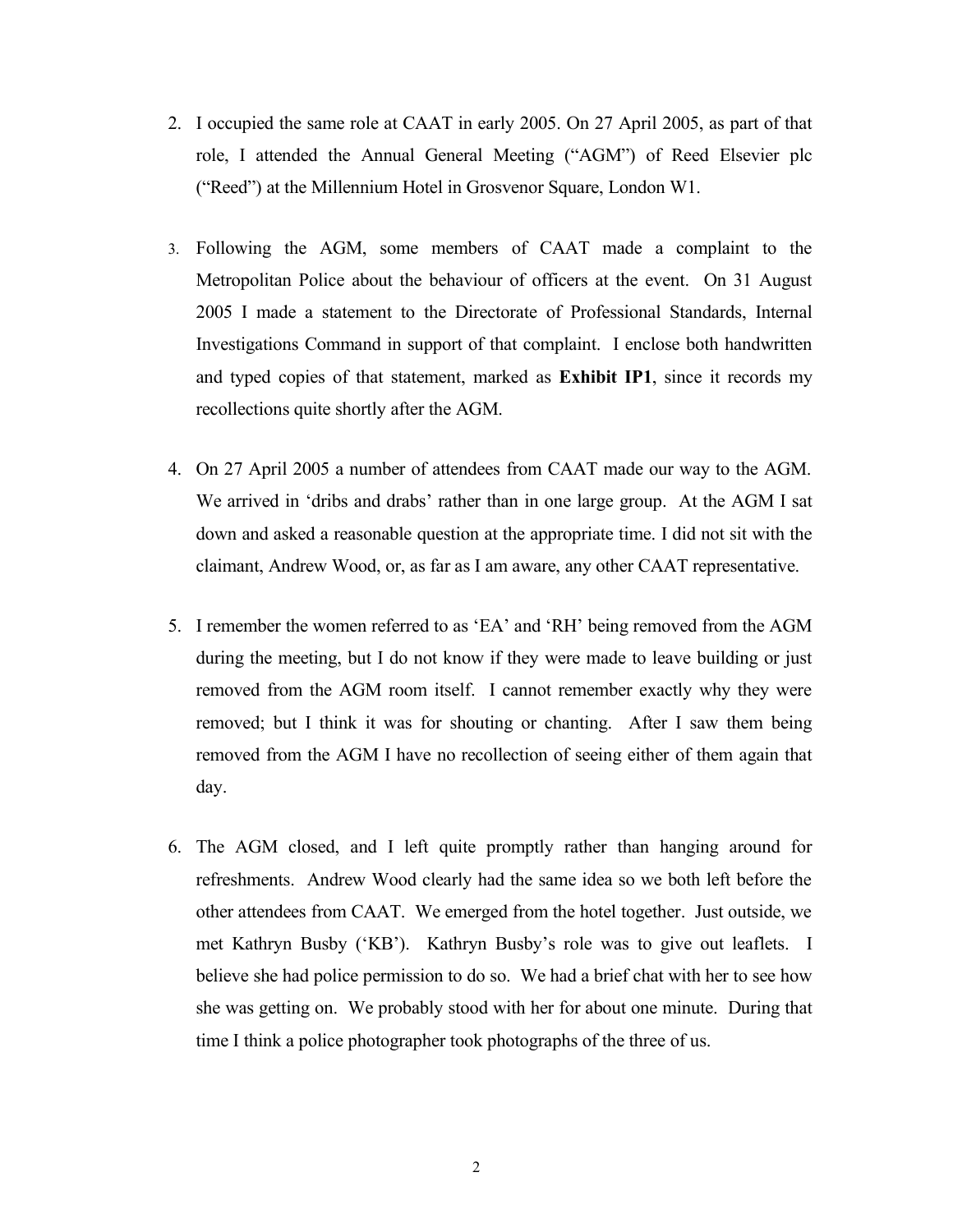2. I occupied the same role at CAAT in early 2005. On 27 April 2005, as part of that role, I attended the Annual General Meeting ("AGM") of Reed Elsevier plc ("Reed") at the Millennium Hotel in Grosvenor Square, London W1.

3. Following the AGM, some members of CAAT made a complaint to the Metropolitan Police about the behaviour of officers at the event. On 31 August 2005 I made a statement to the Directorate of Professional Standards, Internal Investigations Command in support of that complaint. I enclose both handwritten and typed copies of that statement, marked as **Exhibit IP1**, since it records my recollections quite shortly after the AGM.

4. On 27 April 2005 a number of attendees from CAAT made our way to the AGM. We arrived in 'dribs and drabs' rather than in one large group. At the AGM I sat down and asked a reasonable question at the appropriate time. I did not sit with the claimant, Andrew Wood, or, as far as I am aware, any other CAAT representative.

5. I remember the women referred to as 'EA' and 'RH' being removed from the AGM during the meeting, but I do not know if they were made to leave building or just removed from the AGM room itself. I cannot remember exactly why they were removed; but I think it was for shouting or chanting. After I saw them being removed from the AGM I have no recollection of seeing either of them again that day.

6. The AGM closed, and I left quite promptly rather than hanging around for refreshments. Andrew Wood clearly had the same idea so we both left before the other attendees from CAAT. We emerged from the hotel together. Just outside, we met Kathryn Busby ('KB'). Kathryn Busby's role was to give out leaflets. I believe she had police permission to do so. We had a brief chat with her to see how she was getting on. We probably stood with her for about one minute. During that time I think a police photographer took photographs of the three of us.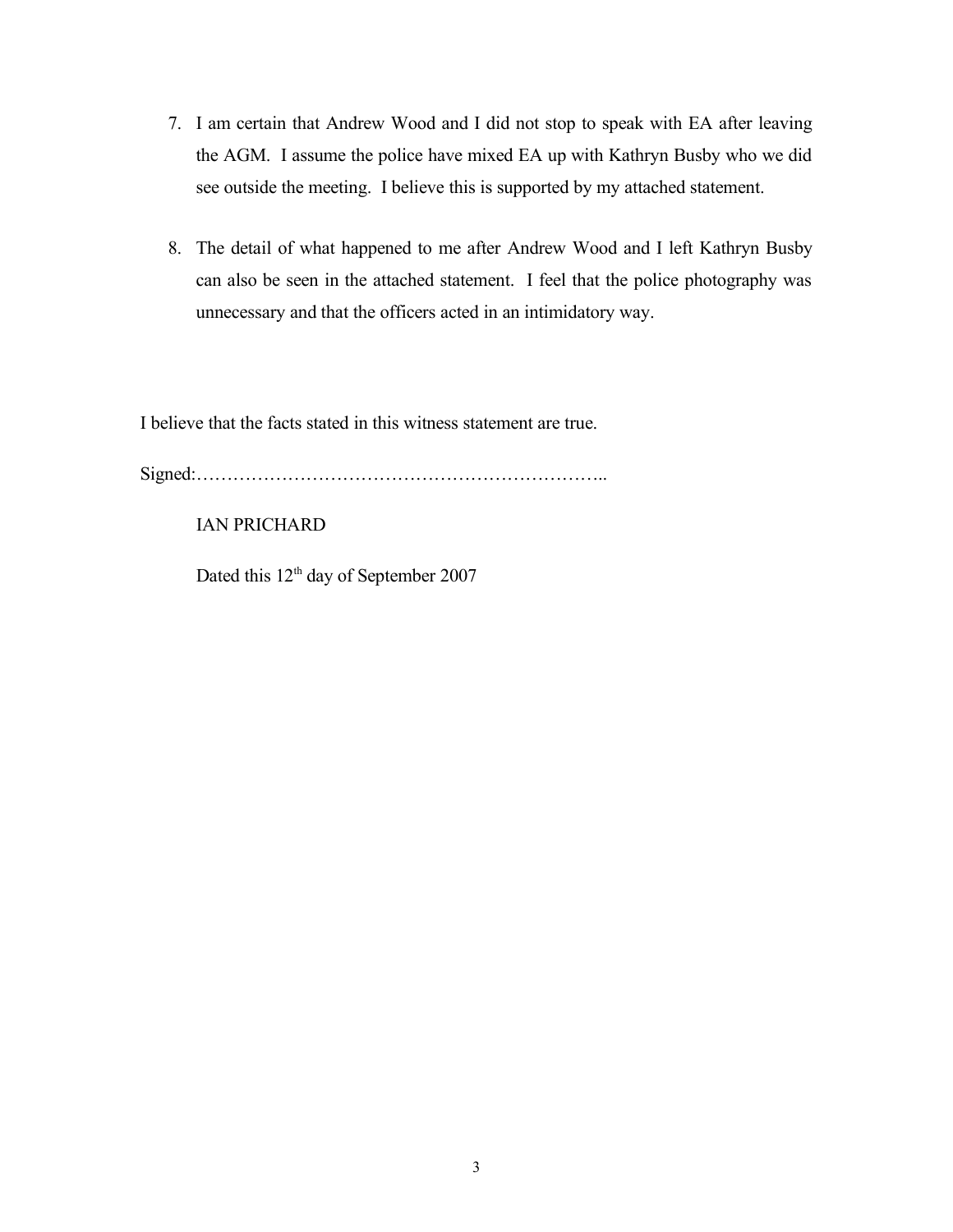7. I am certain that Andrew Wood and I did not stop to speak with EA after leaving the AGM. I assume the police have mixed EA up with Kathryn Busby who we did see outside the meeting. I believe this is supported by my attached statement.

8. The detail of what happened to me after Andrew Wood and I left Kathryn Busby can also be seen in the attached statement. I feel that the police photography was unnecessary and that the officers acted in an intimidatory way.

I believe that the facts stated in this witness statement are true.

Signed:…………………………………………………………..

IAN PRICHARD

Dated this 12th day of September 2007